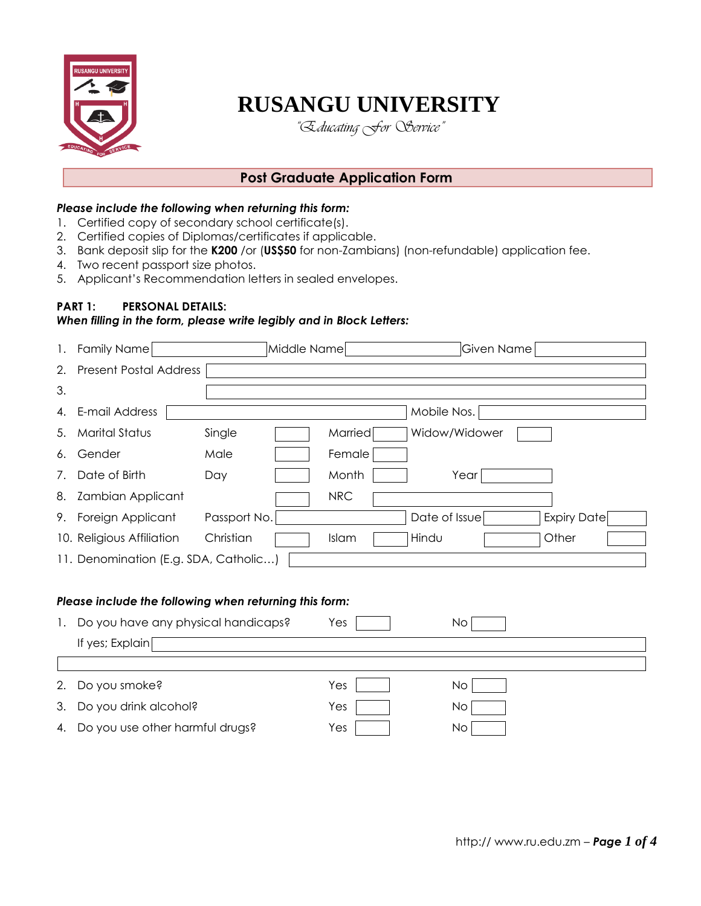# RUSANGU UNIVERSITY

*"Educating For Service"*

## Post Graduate Application Form

***Please include the following when returning this form:***

1. Certified copy of secondary school certificate(s).
2. Certified copies of Diplomas/certificates if applicable.
3. Bank deposit slip for the **K200** /or (**US$50** for non-Zambians) (non-refundable) application fee.
4. Two recent passport size photos.
5. Applicant's Recommendation letters in sealed envelopes.

**PART 1: PERSONAL DETAILS:**

***When filling in the form, please write legibly and in Block Letters:***

| | | | | | | | |
|---|---|---|---|---|---|---|---|
| 1. Family Name | | Middle Name | | Given Name | | | |
| 2. Present Postal Address | | | | | | | |
| 3. | | | | | | | |
| 4. E-mail Address | | | | Mobile Nos. | | | |
| 5. Marital Status | Single | | Married | | Widow/Widower | | |
| 6. Gender | Male | | Female | | | | |
| 7. Date of Birth | Day | | Month | | Year | | |
| 8. Zambian Applicant | | | NRC | | | | |
| 9. Foreign Applicant | Passport No. | | Date of Issue | | Expiry Date | | |
| 10. Religious Affiliation | Christian | | Islam | | Hindu | | Other |
| 11. Denomination (E.g. SDA, Catholic…) | | | | | | | |

***Please include the following when returning this form:***

| | | | | |
|---|---|---|---|---|
| 1. Do you have any physical handicaps? | Yes | | No | |
| If yes; Explain | | | | |
| | | | | |
| 2. Do you smoke? | Yes | | No | |
| 3. Do you drink alcohol? | Yes | | No | |
| 4. Do you use other harmful drugs? | Yes | | No | |

http:// www.ru.edu.zm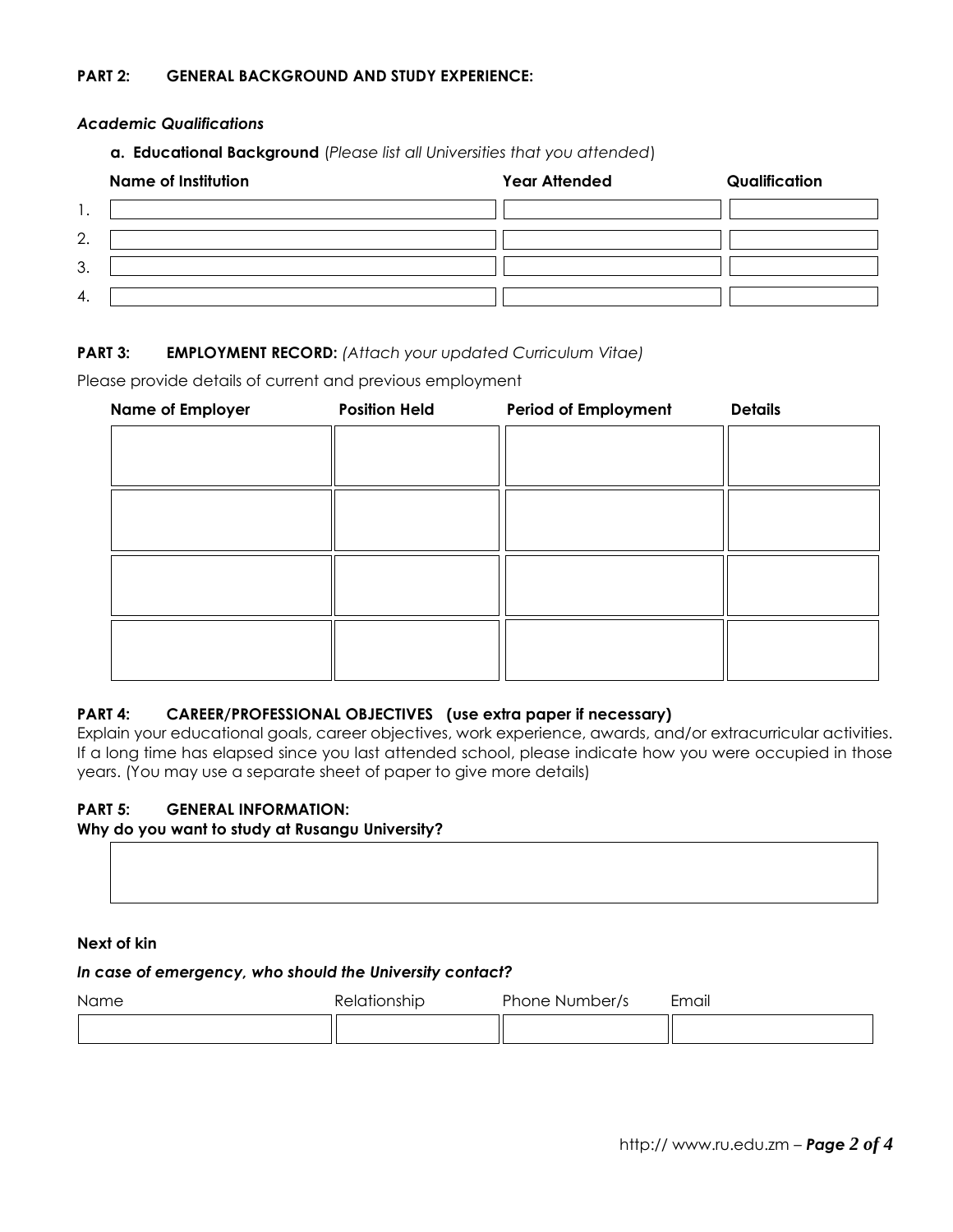## PART 2: GENERAL BACKGROUND AND STUDY EXPERIENCE:

### *Academic Qualifications*

**a. Educational Background** (*Please list all Universities that you attended*)

| | Name of Institution | Year Attended | Qualification |
|---|---|---|---|
| 1. | | | |
| 2. | | | |
| 3. | | | |
| 4. | | | |

## PART 3: EMPLOYMENT RECORD: *(Attach your updated Curriculum Vitae)*

Please provide details of current and previous employment

| Name of Employer | Position Held | Period of Employment | Details |
|---|---|---|---|
| | | | |
| | | | |
| | | | |
| | | | |

## PART 4: CAREER/PROFESSIONAL OBJECTIVES (use extra paper if necessary)

Explain your educational goals, career objectives, work experience, awards, and/or extracurricular activities. If a long time has elapsed since you last attended school, please indicate how you were occupied in those years. (You may use a separate sheet of paper to give more details)

## PART 5: GENERAL INFORMATION:

**Why do you want to study at Rusangu University?**

**Next of kin**

***In case of emergency, who should the University contact?***

| Name | Relationship | Phone Number/s | Email |
|---|---|---|---|
| | | | |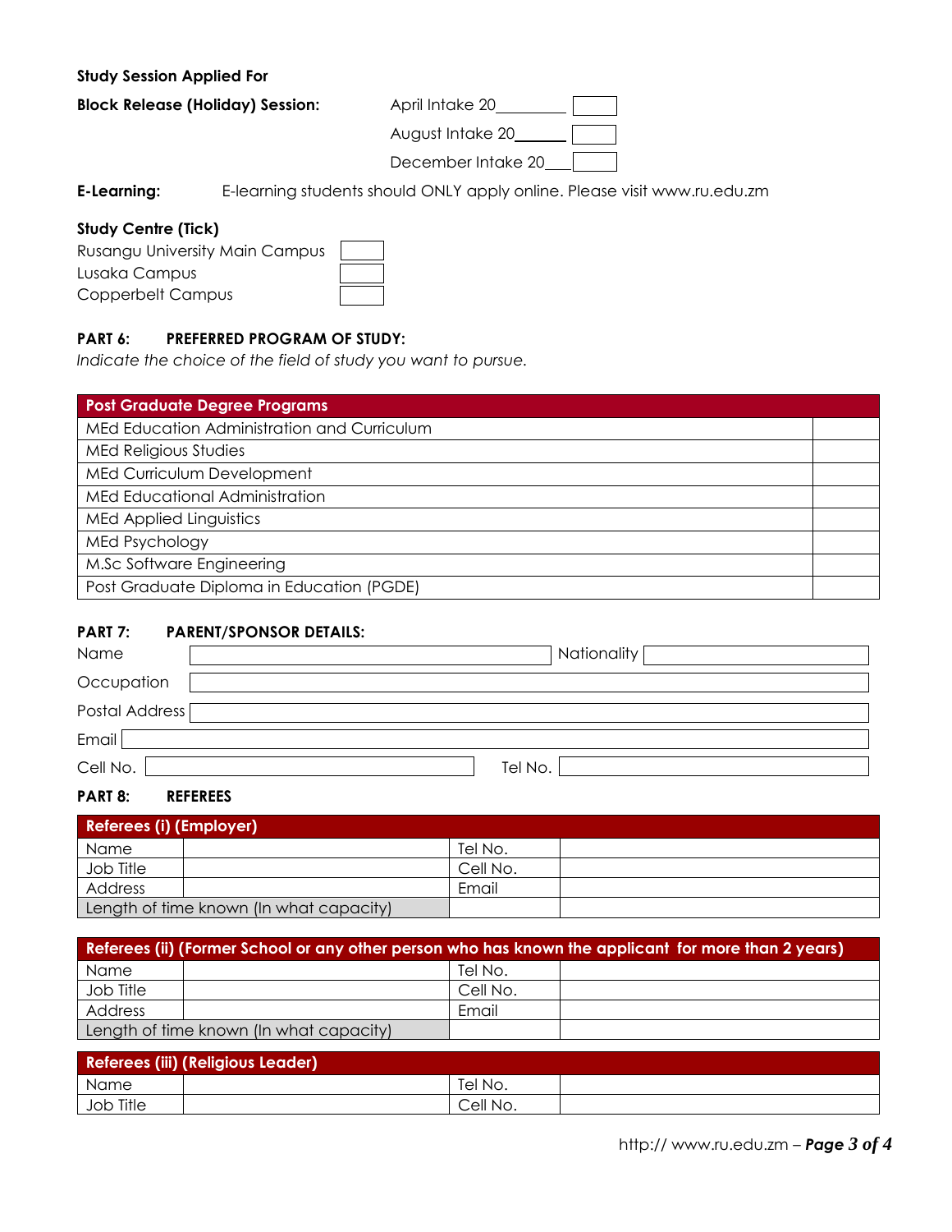**Study Session Applied For**

**Block Release (Holiday) Session:**

| | |
|---|---|
| April Intake 20________ | |
| August Intake 20______ | |
| December Intake 20___ | |

**E-Learning:** E-learning students should ONLY apply online. Please visit www.ru.edu.zm

**Study Centre (Tick)**

| | |
|---|---|
| Rusangu University Main Campus | |
| Lusaka Campus | |
| Copperbelt Campus | |

### PART 6: PREFERRED PROGRAM OF STUDY:

*Indicate the choice of the field of study you want to pursue.*

| Post Graduate Degree Programs | |
|---|---|
| MEd Education Administration and Curriculum | |
| MEd Religious Studies | |
| MEd Curriculum Development | |
| MEd Educational Administration | |
| MEd Applied Linguistics | |
| MEd Psychology | |
| M.Sc Software Engineering | |
| Post Graduate Diploma in Education (PGDE) | |

### PART 7: PARENT/SPONSOR DETAILS:

| | | | |
|---|---|---|---|
| Name | | Nationality | |
| Occupation | | | |
| Postal Address | | | |
| Email | | | |
| Cell No. | | Tel No. | |

### PART 8: REFEREES

| Referees (i) (Employer) | | | |
|---|---|---|---|
| Name | | Tel No. | |
| Job Title | | Cell No. | |
| Address | | Email | |
| Length of time known (In what capacity) | | | |

| Referees (ii) (Former School or any other person who has known the applicant for more than 2 years) | | | |
|---|---|---|---|
| Name | | Tel No. | |
| Job Title | | Cell No. | |
| Address | | Email | |
| Length of time known (In what capacity) | | | |

| Referees (iii) (Religious Leader) | | | |
|---|---|---|---|
| Name | | Tel No. | |
| Job Title | | Cell No. | |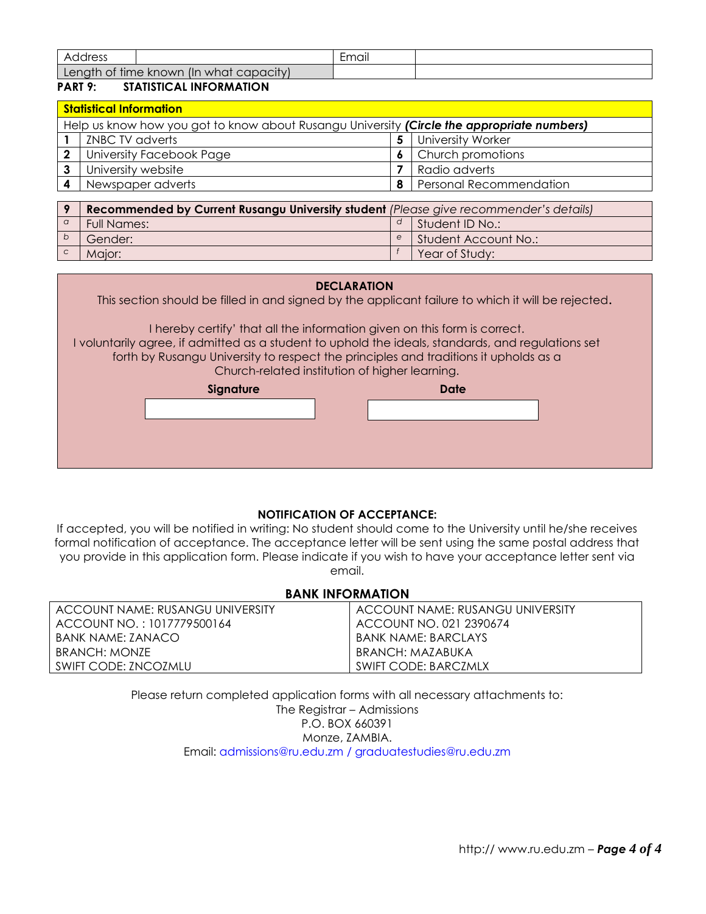| | | | |
|---|---|---|---|
| Address | | Email | |
| Length of time known (In what capacity) | | | |

**PART 9: STATISTICAL INFORMATION**

| Statistical Information | | | |
|---|---|---|---|
| Help us know how you got to know about Rusangu University ***(Circle the appropriate numbers)*** | | | |
| **1** | ZNBC TV adverts | **5** | University Worker |
| **2** | University Facebook Page | **6** | Church promotions |
| **3** | University website | **7** | Radio adverts |
| **4** | Newspaper adverts | **8** | Personal Recommendation |

| **9** | **Recommended by Current Rusangu University student** *(Please give recommender's details)* | | |
|---|---|---|---|
| a | Full Names: | d | Student ID No.: |
| b | Gender: | e | Student Account No.: |
| c | Major: | f | Year of Study: |

**DECLARATION**

This section should be filled in and signed by the applicant failure to which it will be rejected.

I hereby certify' that all the information given on this form is correct.
I voluntarily agree, if admitted as a student to uphold the ideals, standards, and regulations set forth by Rusangu University to respect the principles and traditions it upholds as a Church-related institution of higher learning.

| **Signature** | **Date** |
|---|---|
| | |

**NOTIFICATION OF ACCEPTANCE:**

If accepted, you will be notified in writing: No student should come to the University until he/she receives formal notification of acceptance. The acceptance letter will be sent using the same postal address that you provide in this application form. Please indicate if you wish to have your acceptance letter sent via email.

**BANK INFORMATION**

| | |
|---|---|
| ACCOUNT NAME: RUSANGU UNIVERSITY | ACCOUNT NAME: RUSANGU UNIVERSITY |
| ACCOUNT NO. : 1017779500164 | ACCOUNT NO. 021 2390674 |
| BANK NAME: ZANACO | BANK NAME: BARCLAYS |
| BRANCH: MONZE | BRANCH: MAZABUKA |
| SWIFT CODE: ZNCOZMLU | SWIFT CODE: BARCZMLX |

Please return completed application forms with all necessary attachments to:
The Registrar – Admissions
P.O. BOX 660391
Monze, ZAMBIA.
Email: admissions@ru.edu.zm / graduatestudies@ru.edu.zm